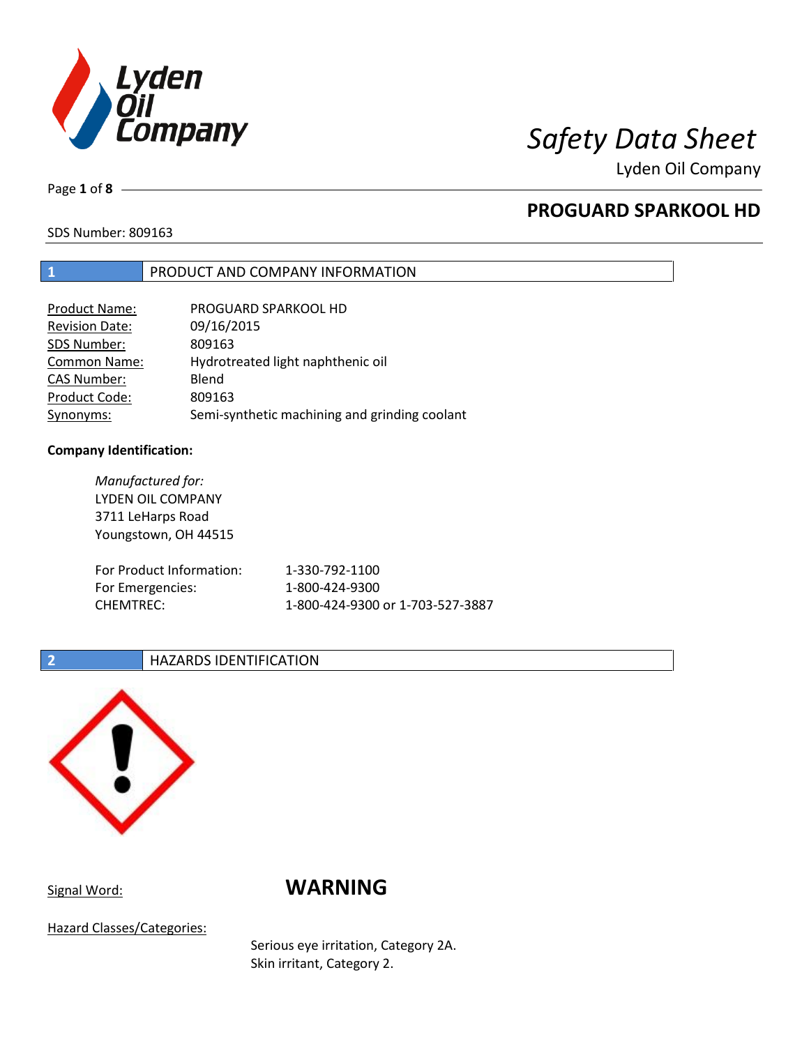# Safety Data Sheet

Lyden Oil Company

## PROGUARD SPARKOOL HD

SDS Number: 809163

## 1 PRODUCT AND COMPANY INFORMATION

| | |
|---|---|
| Product Name: | PROGUARD SPARKOOL HD |
| Revision Date: | 09/16/2015 |
| SDS Number: | 809163 |
| Common Name: | Hydrotreated light naphthenic oil |
| CAS Number: | Blend |
| Product Code: | 809163 |
| Synonyms: | Semi-synthetic machining and grinding coolant |

**Company Identification:**

*Manufactured for:*
LYDEN OIL COMPANY
3711 LeHarps Road
Youngstown, OH 44515

| | |
|---|---|
| For Product Information: | 1-330-792-1100 |
| For Emergencies: | 1-800-424-9300 |
| CHEMTREC: | 1-800-424-9300 or 1-703-527-3887 |

## 2 HAZARDS IDENTIFICATION

Signal Word: **WARNING**

Hazard Classes/Categories:

Serious eye irritation, Category 2A.
Skin irritant, Category 2.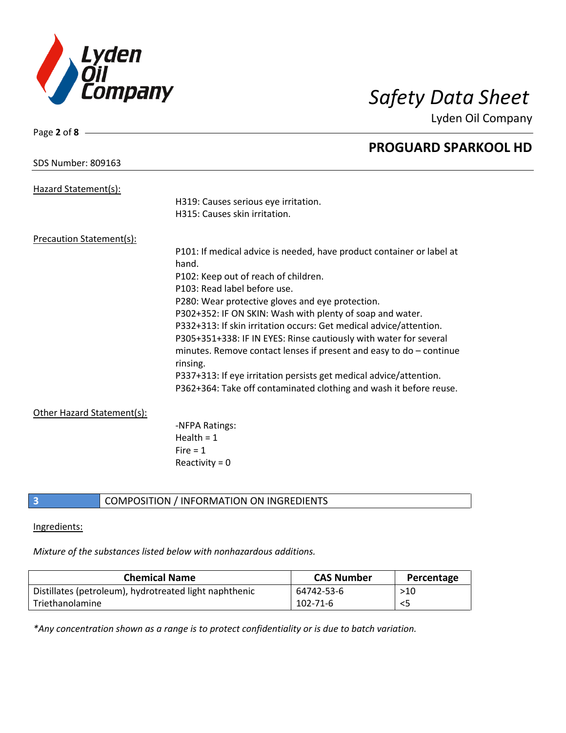Hazard Statement(s):

H319: Causes serious eye irritation.
H315: Causes skin irritation.

Precaution Statement(s):

P101: If medical advice is needed, have product container or label at hand.
P102: Keep out of reach of children.
P103: Read label before use.
P280: Wear protective gloves and eye protection.
P302+352: IF ON SKIN: Wash with plenty of soap and water.
P332+313: If skin irritation occurs: Get medical advice/attention.
P305+351+338: IF IN EYES: Rinse cautiously with water for several minutes. Remove contact lenses if present and easy to do – continue rinsing.
P337+313: If eye irritation persists get medical advice/attention.
P362+364: Take off contaminated clothing and wash it before reuse.

Other Hazard Statement(s):

-NFPA Ratings:
Health = 1
Fire = 1
Reactivity = 0

## 3 COMPOSITION / INFORMATION ON INGREDIENTS

Ingredients:

*Mixture of the substances listed below with nonhazardous additions.*

| Chemical Name | CAS Number | Percentage |
|---|---|---|
| Distillates (petroleum), hydrotreated light naphthenic | 64742-53-6 | >10 |
| Triethanolamine | 102-71-6 | <5 |

*\*Any concentration shown as a range is to protect confidentiality or is due to batch variation.*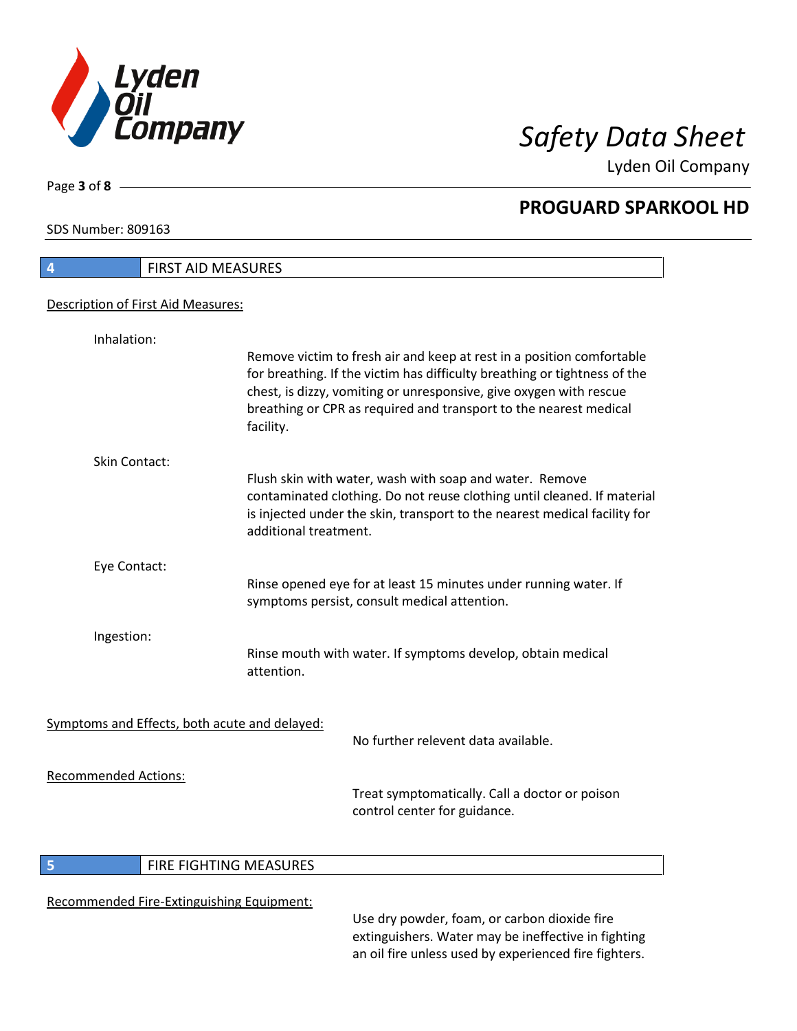## 4 FIRST AID MEASURES

Description of First Aid Measures:

Inhalation:

Remove victim to fresh air and keep at rest in a position comfortable for breathing. If the victim has difficulty breathing or tightness of the chest, is dizzy, vomiting or unresponsive, give oxygen with rescue breathing or CPR as required and transport to the nearest medical facility.

Skin Contact:

Flush skin with water, wash with soap and water. Remove contaminated clothing. Do not reuse clothing until cleaned. If material is injected under the skin, transport to the nearest medical facility for additional treatment.

Eye Contact:

Rinse opened eye for at least 15 minutes under running water. If symptoms persist, consult medical attention.

Ingestion:

Rinse mouth with water. If symptoms develop, obtain medical attention.

Symptoms and Effects, both acute and delayed:

No further relevent data available.

Recommended Actions:

Treat symptomatically. Call a doctor or poison control center for guidance.

## 5 FIRE FIGHTING MEASURES

Recommended Fire-Extinguishing Equipment:

Use dry powder, foam, or carbon dioxide fire extinguishers. Water may be ineffective in fighting an oil fire unless used by experienced fire fighters.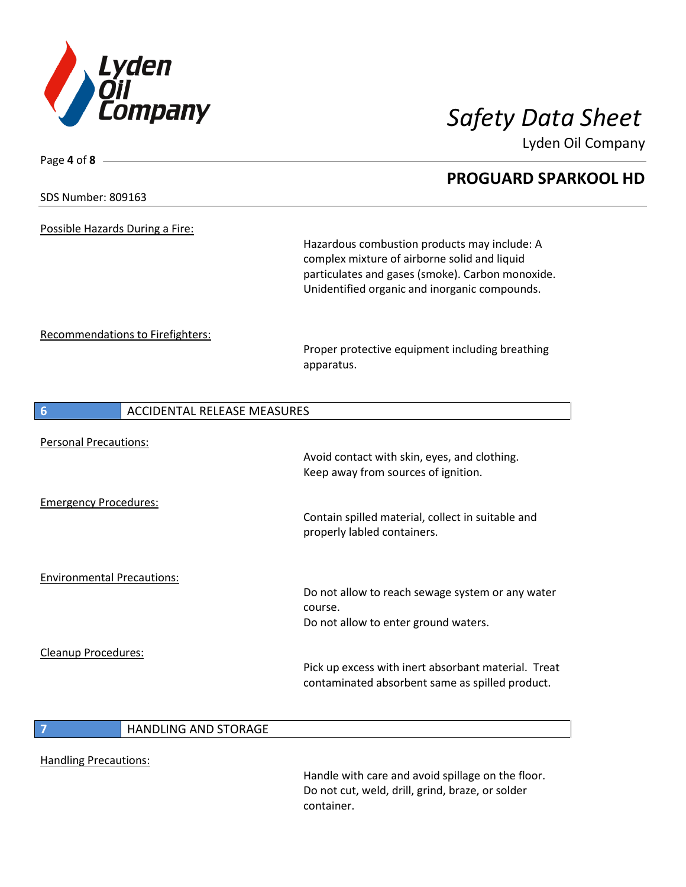**PROGUARD SPARKOOL HD**

SDS Number: 809163

Possible Hazards During a Fire:

Hazardous combustion products may include: A complex mixture of airborne solid and liquid particulates and gases (smoke). Carbon monoxide. Unidentified organic and inorganic compounds.

Recommendations to Firefighters:

Proper protective equipment including breathing apparatus.

## 6 ACCIDENTAL RELEASE MEASURES

Personal Precautions:

Avoid contact with skin, eyes, and clothing.
Keep away from sources of ignition.

Emergency Procedures:

Contain spilled material, collect in suitable and properly labled containers.

Environmental Precautions:

Do not allow to reach sewage system or any water course.
Do not allow to enter ground waters.

Cleanup Procedures:

Pick up excess with inert absorbant material. Treat contaminated absorbent same as spilled product.

## 7 HANDLING AND STORAGE

Handling Precautions:

Handle with care and avoid spillage on the floor.
Do not cut, weld, drill, grind, braze, or solder container.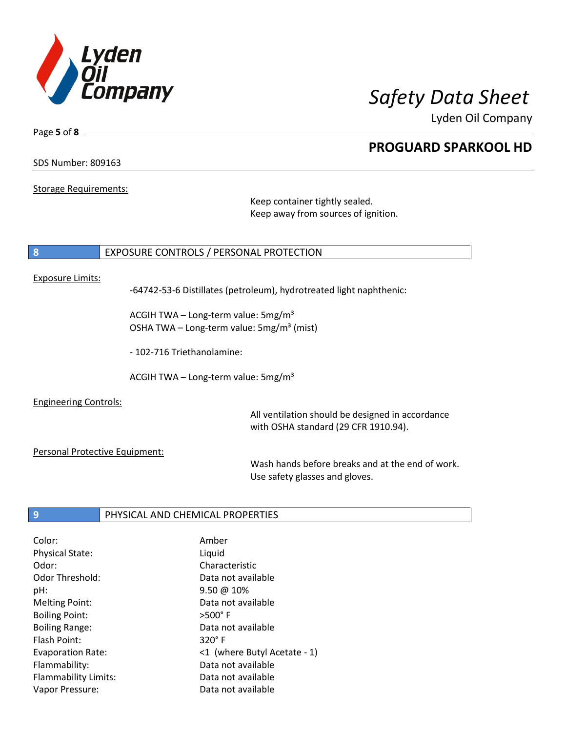Storage Requirements:

Keep container tightly sealed.
Keep away from sources of ignition.

## 8 EXPOSURE CONTROLS / PERSONAL PROTECTION

Exposure Limits:

-64742-53-6 Distillates (petroleum), hydrotreated light naphthenic:

ACGIH TWA – Long-term value: 5mg/m³
OSHA TWA – Long-term value: 5mg/m³ (mist)

- 102-716 Triethanolamine:

ACGIH TWA – Long-term value: 5mg/m³

Engineering Controls:

All ventilation should be designed in accordance with OSHA standard (29 CFR 1910.94).

Personal Protective Equipment:

Wash hands before breaks and at the end of work.
Use safety glasses and gloves.

## 9 PHYSICAL AND CHEMICAL PROPERTIES

| | |
|---|---|
| Color: | Amber |
| Physical State: | Liquid |
| Odor: | Characteristic |
| Odor Threshold: | Data not available |
| pH: | 9.50 @ 10% |
| Melting Point: | Data not available |
| Boiling Point: | >500° F |
| Boiling Range: | Data not available |
| Flash Point: | 320° F |
| Evaporation Rate: | <1 (where Butyl Acetate - 1) |
| Flammability: | Data not available |
| Flammability Limits: | Data not available |
| Vapor Pressure: | Data not available |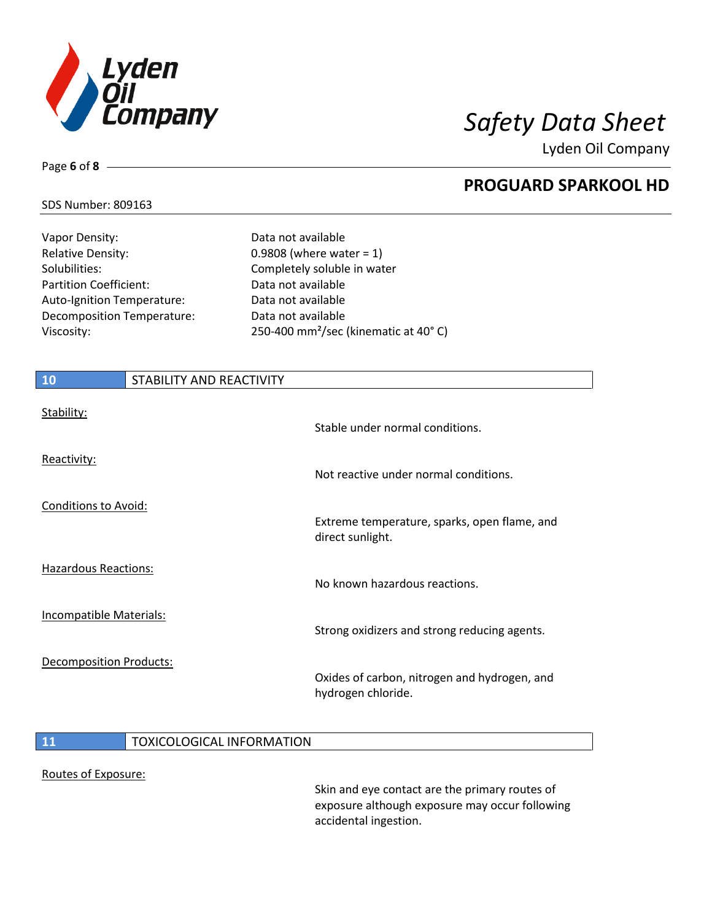| | |
|---|---|
| Vapor Density: | Data not available |
| Relative Density: | 0.9808 (where water = 1) |
| Solubilities: | Completely soluble in water |
| Partition Coefficient: | Data not available |
| Auto-Ignition Temperature: | Data not available |
| Decomposition Temperature: | Data not available |
| Viscosity: | 250-400 $mm^2$/sec (kinematic at 40° C) |

## 10 STABILITY AND REACTIVITY

Stability:

Stable under normal conditions.

Reactivity:

Not reactive under normal conditions.

Conditions to Avoid:

Extreme temperature, sparks, open flame, and direct sunlight.

Hazardous Reactions:

No known hazardous reactions.

Incompatible Materials:

Strong oxidizers and strong reducing agents.

Decomposition Products:

Oxides of carbon, nitrogen and hydrogen, and hydrogen chloride.

## 11 TOXICOLOGICAL INFORMATION

Routes of Exposure:

Skin and eye contact are the primary routes of exposure although exposure may occur following accidental ingestion.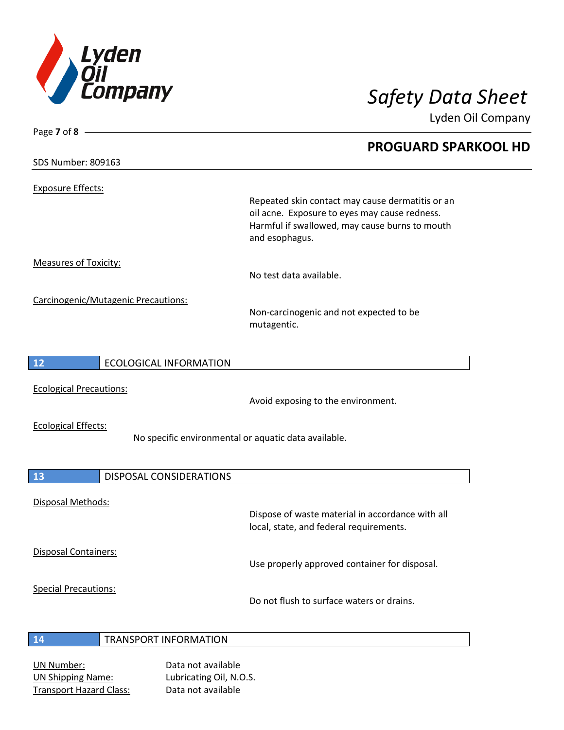Exposure Effects:

Repeated skin contact may cause dermatitis or an oil acne. Exposure to eyes may cause redness. Harmful if swallowed, may cause burns to mouth and esophagus.

Measures of Toxicity:

No test data available.

Carcinogenic/Mutagenic Precautions:

Non-carcinogenic and not expected to be mutagentic.

## 12 ECOLOGICAL INFORMATION

Ecological Precautions:

Avoid exposing to the environment.

Ecological Effects:

No specific environmental or aquatic data available.

## 13 DISPOSAL CONSIDERATIONS

Disposal Methods:

Dispose of waste material in accordance with all local, state, and federal requirements.

Disposal Containers:

Use properly approved container for disposal.

Special Precautions:

Do not flush to surface waters or drains.

## 14 TRANSPORT INFORMATION

UN Number: Data not available
UN Shipping Name: Lubricating Oil, N.O.S.
Transport Hazard Class: Data not available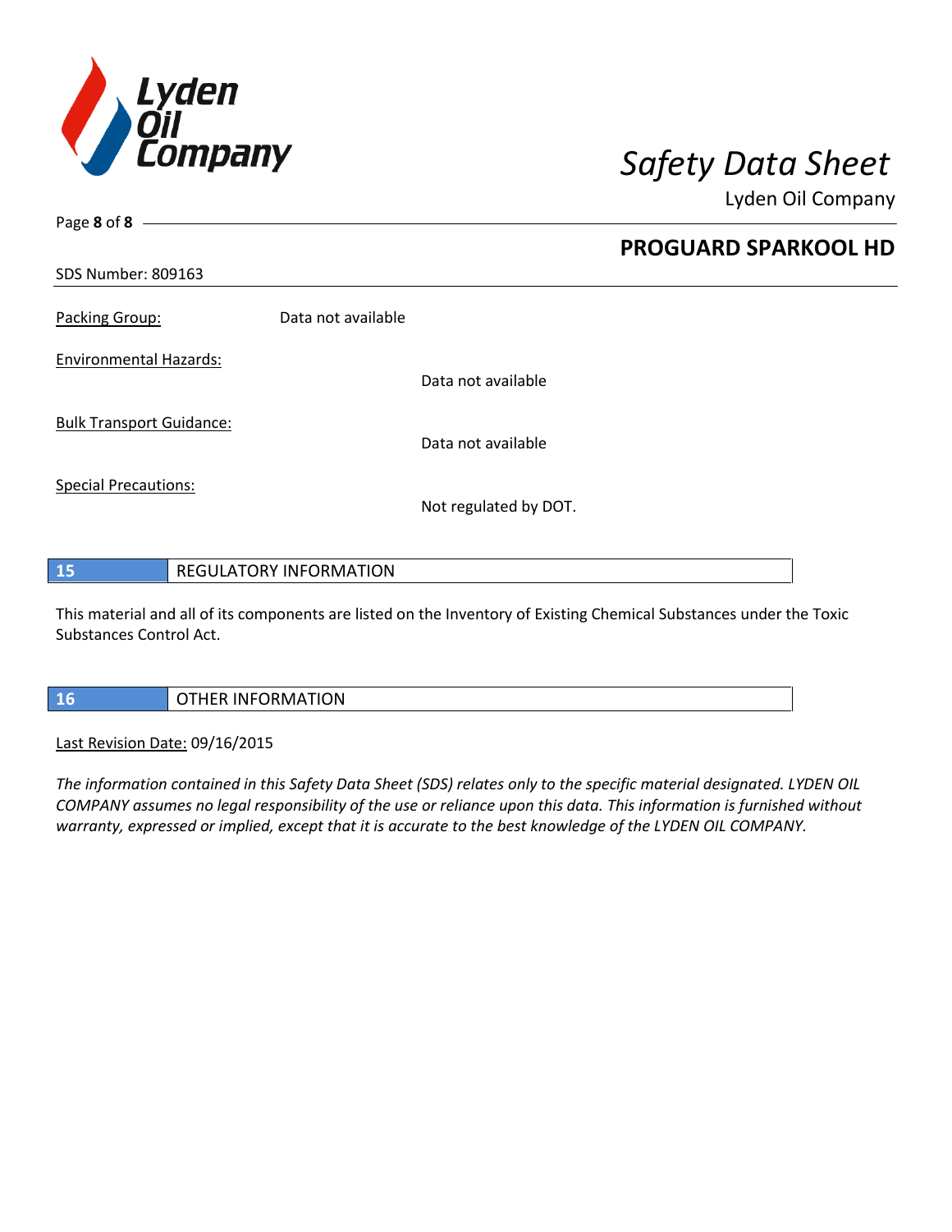Packing Group: Data not available

Environmental Hazards: Data not available

Bulk Transport Guidance: Data not available

Special Precautions: Not regulated by DOT.

## 15 REGULATORY INFORMATION

This material and all of its components are listed on the Inventory of Existing Chemical Substances under the Toxic Substances Control Act.

## 16 OTHER INFORMATION

Last Revision Date: 09/16/2015

*The information contained in this Safety Data Sheet (SDS) relates only to the specific material designated. LYDEN OIL COMPANY assumes no legal responsibility of the use or reliance upon this data. This information is furnished without warranty, expressed or implied, except that it is accurate to the best knowledge of the LYDEN OIL COMPANY.*